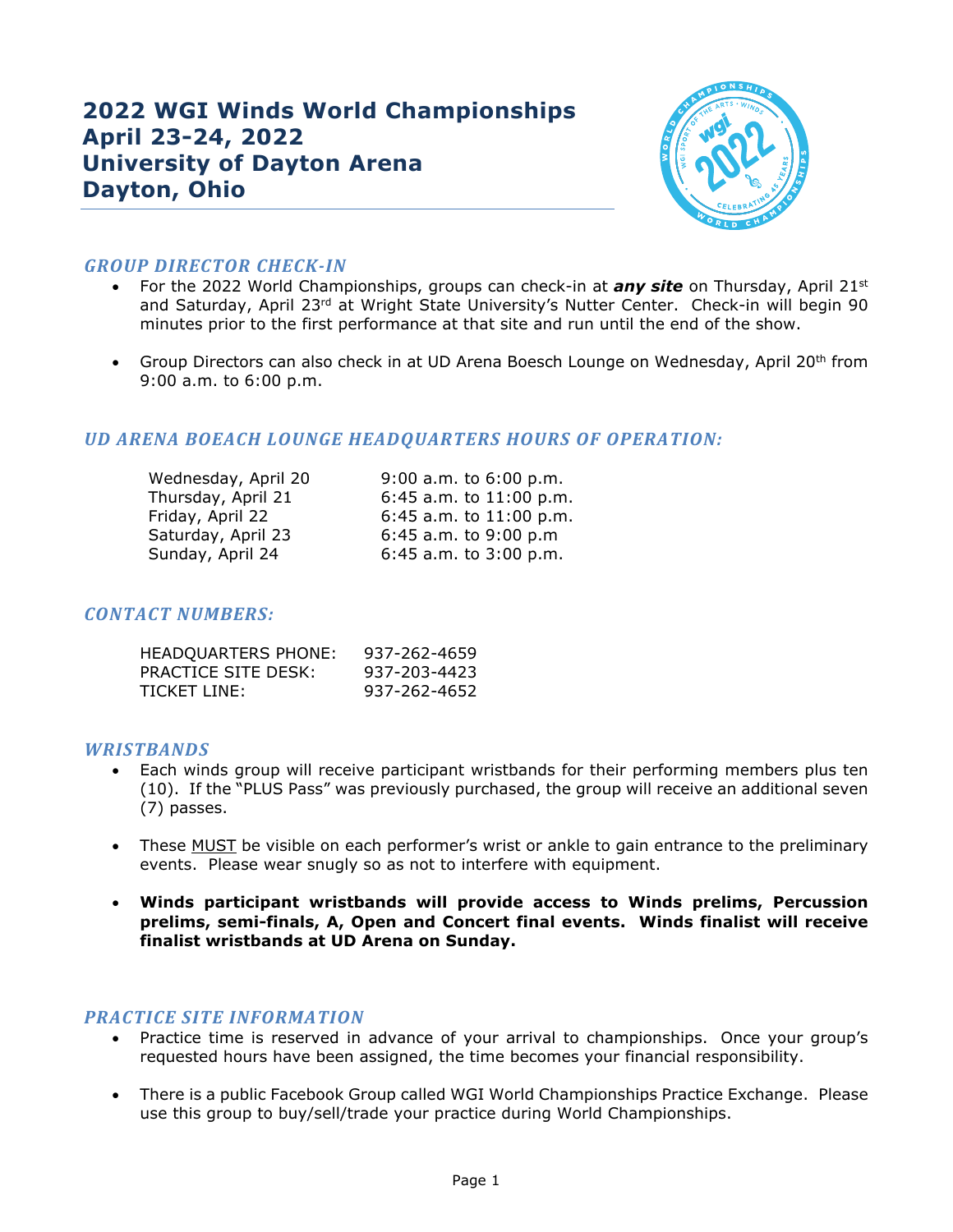# 2022 WGI Winds World Championships
# April 23-24, 2022
# University of Dayton Arena
# Dayton, Ohio

## *GROUP DIRECTOR CHECK-IN*

- For the 2022 World Championships, groups can check-in at ***any site*** on Thursday, April 21st and Saturday, April 23rd at Wright State University's Nutter Center. Check-in will begin 90 minutes prior to the first performance at that site and run until the end of the show.
- Group Directors can also check in at UD Arena Boesch Lounge on Wednesday, April 20th from 9:00 a.m. to 6:00 p.m.

## *UD ARENA BOEACH LOUNGE HEADQUARTERS HOURS OF OPERATION:*

| | |
|---|---|
| Wednesday, April 20 | 9:00 a.m. to 6:00 p.m. |
| Thursday, April 21 | 6:45 a.m. to 11:00 p.m. |
| Friday, April 22 | 6:45 a.m. to 11:00 p.m. |
| Saturday, April 23 | 6:45 a.m. to 9:00 p.m |
| Sunday, April 24 | 6:45 a.m. to 3:00 p.m. |

## *CONTACT NUMBERS:*

| | |
|---|---|
| HEADQUARTERS PHONE: | 937-262-4659 |
| PRACTICE SITE DESK: | 937-203-4423 |
| TICKET LINE: | 937-262-4652 |

## *WRISTBANDS*

- Each winds group will receive participant wristbands for their performing members plus ten (10). If the "PLUS Pass" was previously purchased, the group will receive an additional seven (7) passes.
- These MUST be visible on each performer's wrist or ankle to gain entrance to the preliminary events. Please wear snugly so as not to interfere with equipment.
- **Winds participant wristbands will provide access to Winds prelims, Percussion prelims, semi-finals, A, Open and Concert final events. Winds finalist will receive finalist wristbands at UD Arena on Sunday.**

## *PRACTICE SITE INFORMATION*

- Practice time is reserved in advance of your arrival to championships. Once your group's requested hours have been assigned, the time becomes your financial responsibility.
- There is a public Facebook Group called WGI World Championships Practice Exchange. Please use this group to buy/sell/trade your practice during World Championships.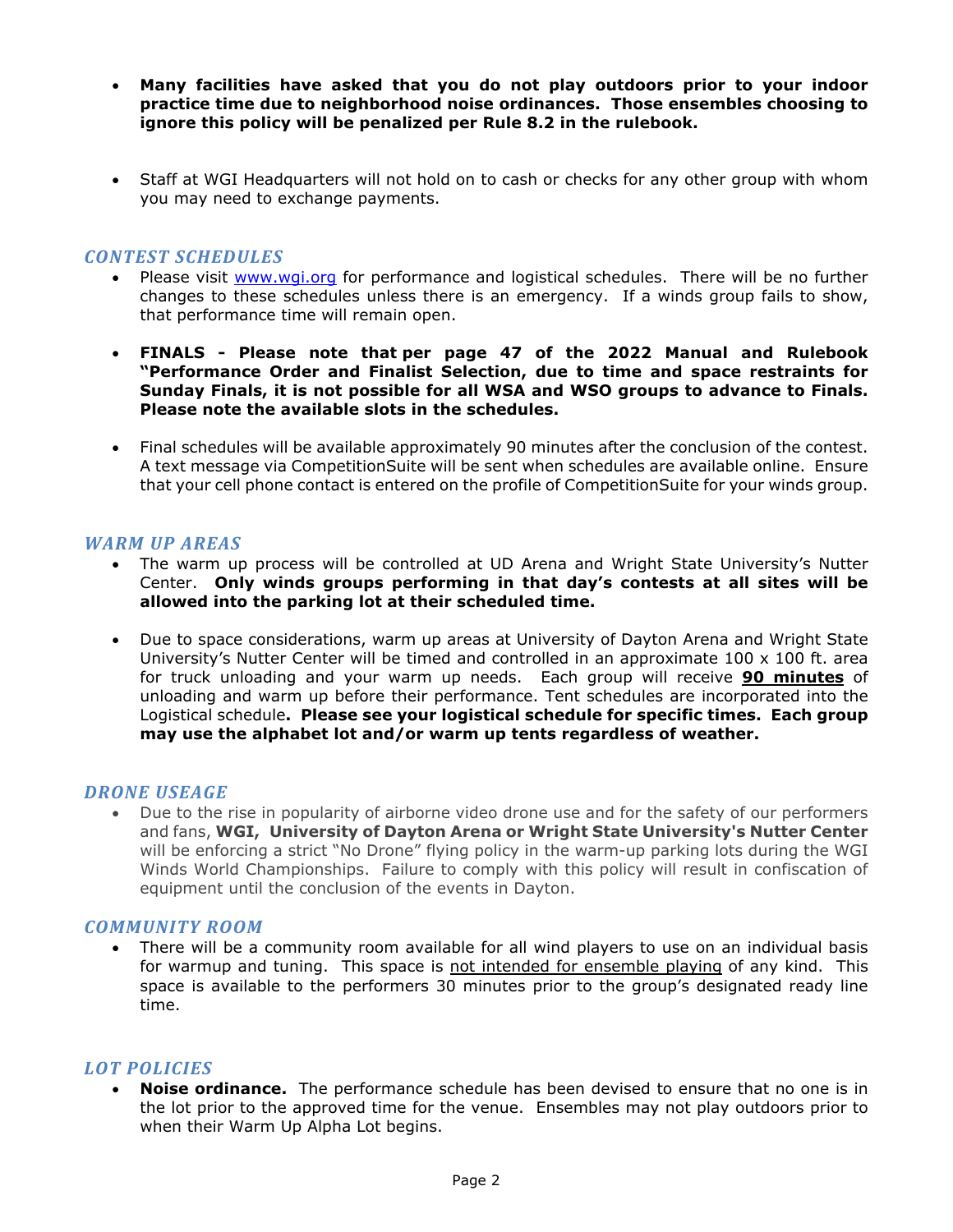- **Many facilities have asked that you do not play outdoors prior to your indoor practice time due to neighborhood noise ordinances. Those ensembles choosing to ignore this policy will be penalized per Rule 8.2 in the rulebook.**

- Staff at WGI Headquarters will not hold on to cash or checks for any other group with whom you may need to exchange payments.

### *CONTEST SCHEDULES*

- Please visit [www.wgi.org](http://www.wgi.org) for performance and logistical schedules. There will be no further changes to these schedules unless there is an emergency. If a winds group fails to show, that performance time will remain open.

- **FINALS - Please note that per page 47 of the 2022 Manual and Rulebook "Performance Order and Finalist Selection, due to time and space restraints for Sunday Finals, it is not possible for all WSA and WSO groups to advance to Finals. Please note the available slots in the schedules.**

- Final schedules will be available approximately 90 minutes after the conclusion of the contest. A text message via CompetitionSuite will be sent when schedules are available online. Ensure that your cell phone contact is entered on the profile of CompetitionSuite for your winds group.

### *WARM UP AREAS*

- The warm up process will be controlled at UD Arena and Wright State University's Nutter Center. **Only winds groups performing in that day's contests at all sites will be allowed into the parking lot at their scheduled time.**

- Due to space considerations, warm up areas at University of Dayton Arena and Wright State University's Nutter Center will be timed and controlled in an approximate 100 x 100 ft. area for truck unloading and your warm up needs. Each group will receive **90 minutes** of unloading and warm up before their performance. Tent schedules are incorporated into the Logistical schedule**. Please see your logistical schedule for specific times. Each group may use the alphabet lot and/or warm up tents regardless of weather.**

### *DRONE USEAGE*

- Due to the rise in popularity of airborne video drone use and for the safety of our performers and fans, **WGI, University of Dayton Arena or Wright State University's Nutter Center** will be enforcing a strict "No Drone" flying policy in the warm-up parking lots during the WGI Winds World Championships. Failure to comply with this policy will result in confiscation of equipment until the conclusion of the events in Dayton.

### *COMMUNITY ROOM*

- There will be a community room available for all wind players to use on an individual basis for warmup and tuning. This space is not intended for ensemble playing of any kind. This space is available to the performers 30 minutes prior to the group's designated ready line time.

### *LOT POLICIES*

- **Noise ordinance.** The performance schedule has been devised to ensure that no one is in the lot prior to the approved time for the venue. Ensembles may not play outdoors prior to when their Warm Up Alpha Lot begins.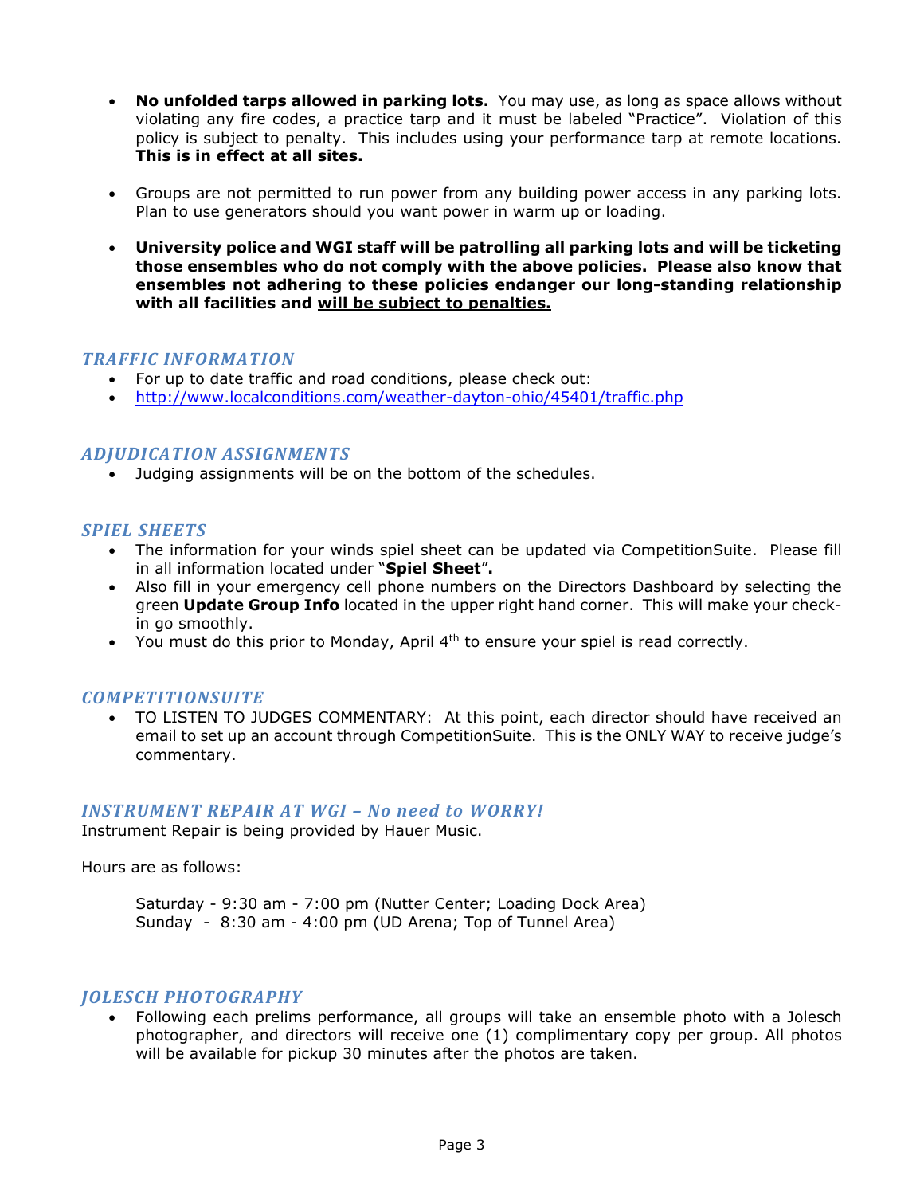- **No unfolded tarps allowed in parking lots.** You may use, as long as space allows without violating any fire codes, a practice tarp and it must be labeled "Practice". Violation of this policy is subject to penalty. This includes using your performance tarp at remote locations. **This is in effect at all sites.**

- Groups are not permitted to run power from any building power access in any parking lots. Plan to use generators should you want power in warm up or loading.

- **University police and WGI staff will be patrolling all parking lots and will be ticketing those ensembles who do not comply with the above policies. Please also know that ensembles not adhering to these policies endanger our long-standing relationship with all facilities and <u>will be subject to penalties.</u>**

### *TRAFFIC INFORMATION*

- For up to date traffic and road conditions, please check out:
- http://www.localconditions.com/weather-dayton-ohio/45401/traffic.php

### *ADJUDICATION ASSIGNMENTS*

- Judging assignments will be on the bottom of the schedules.

### *SPIEL SHEETS*

- The information for your winds spiel sheet can be updated via CompetitionSuite. Please fill in all information located under "**Spiel Sheet**"**.**
- Also fill in your emergency cell phone numbers on the Directors Dashboard by selecting the green **Update Group Info** located in the upper right hand corner. This will make your check-in go smoothly.
- You must do this prior to Monday, April 4th to ensure your spiel is read correctly.

### *COMPETITIONSUITE*

- TO LISTEN TO JUDGES COMMENTARY: At this point, each director should have received an email to set up an account through CompetitionSuite. This is the ONLY WAY to receive judge's commentary.

### *INSTRUMENT REPAIR AT WGI – No need to WORRY!*

Instrument Repair is being provided by Hauer Music.

Hours are as follows:

Saturday - 9:30 am - 7:00 pm (Nutter Center; Loading Dock Area)
Sunday - 8:30 am - 4:00 pm (UD Arena; Top of Tunnel Area)

### *JOLESCH PHOTOGRAPHY*

- Following each prelims performance, all groups will take an ensemble photo with a Jolesch photographer, and directors will receive one (1) complimentary copy per group. All photos will be available for pickup 30 minutes after the photos are taken.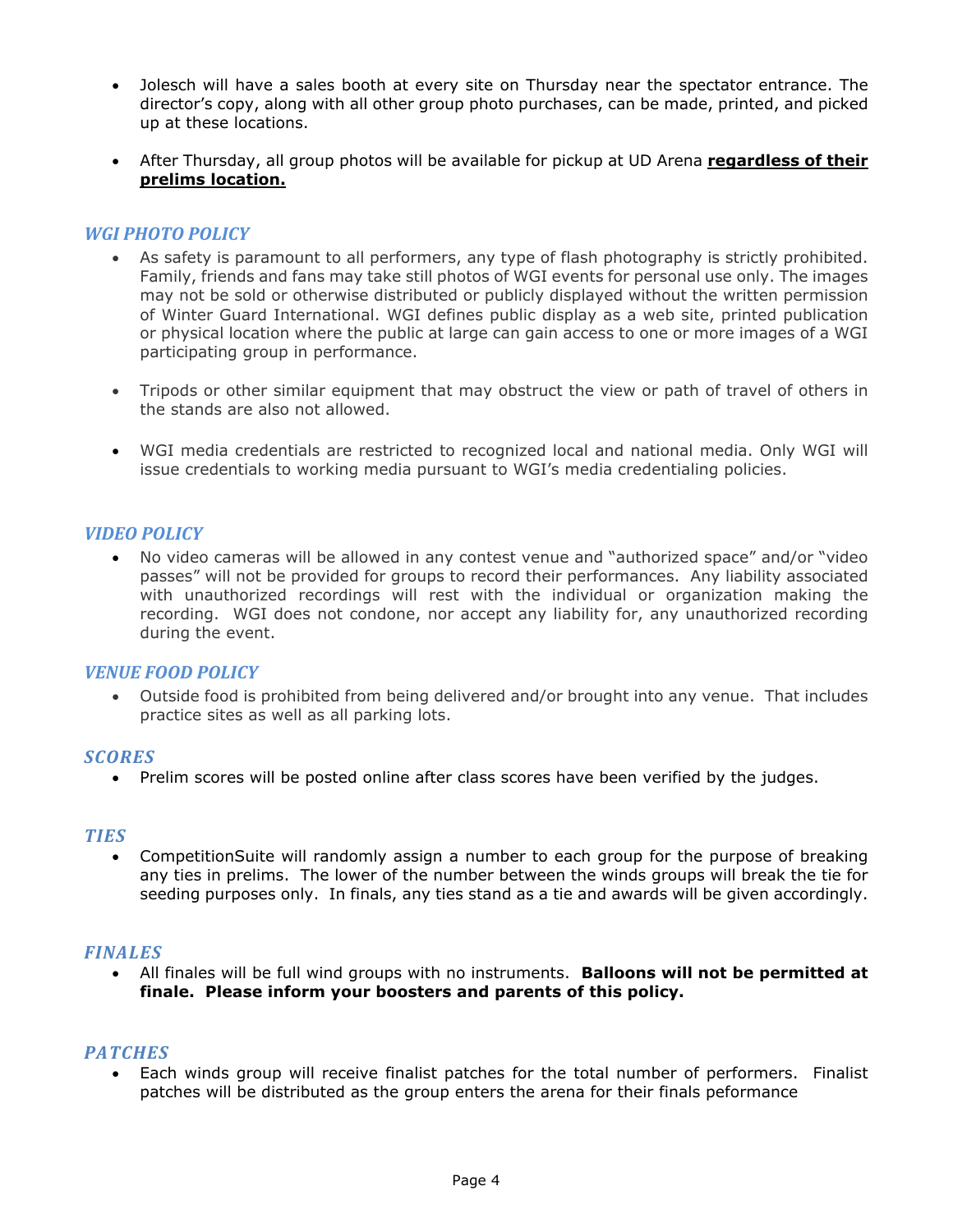- Jolesch will have a sales booth at every site on Thursday near the spectator entrance. The director's copy, along with all other group photo purchases, can be made, printed, and picked up at these locations.

- After Thursday, all group photos will be available for pickup at UD Arena **regardless of their prelims location.**

### *WGI PHOTO POLICY*

- As safety is paramount to all performers, any type of flash photography is strictly prohibited. Family, friends and fans may take still photos of WGI events for personal use only. The images may not be sold or otherwise distributed or publicly displayed without the written permission of Winter Guard International. WGI defines public display as a web site, printed publication or physical location where the public at large can gain access to one or more images of a WGI participating group in performance.

- Tripods or other similar equipment that may obstruct the view or path of travel of others in the stands are also not allowed.

- WGI media credentials are restricted to recognized local and national media. Only WGI will issue credentials to working media pursuant to WGI's media credentialing policies.

### *VIDEO POLICY*

- No video cameras will be allowed in any contest venue and "authorized space" and/or "video passes" will not be provided for groups to record their performances. Any liability associated with unauthorized recordings will rest with the individual or organization making the recording. WGI does not condone, nor accept any liability for, any unauthorized recording during the event.

### *VENUE FOOD POLICY*

- Outside food is prohibited from being delivered and/or brought into any venue. That includes practice sites as well as all parking lots.

### *SCORES*

- Prelim scores will be posted online after class scores have been verified by the judges.

### *TIES*

- CompetitionSuite will randomly assign a number to each group for the purpose of breaking any ties in prelims. The lower of the number between the winds groups will break the tie for seeding purposes only. In finals, any ties stand as a tie and awards will be given accordingly.

### *FINALES*

- All finales will be full wind groups with no instruments. **Balloons will not be permitted at finale. Please inform your boosters and parents of this policy.**

### *PATCHES*

- Each winds group will receive finalist patches for the total number of performers. Finalist patches will be distributed as the group enters the arena for their finals peformance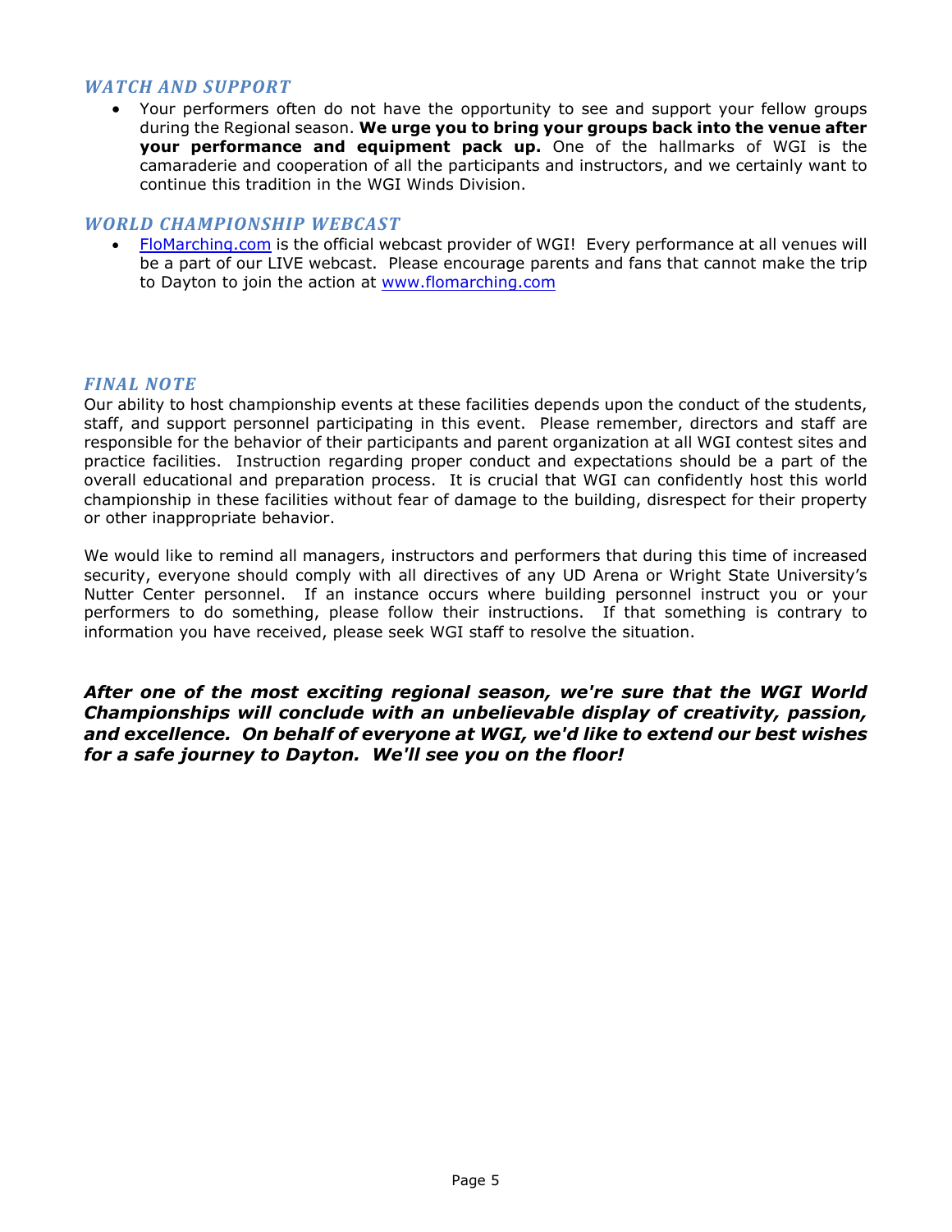### *WATCH AND SUPPORT*

- Your performers often do not have the opportunity to see and support your fellow groups during the Regional season. **We urge you to bring your groups back into the venue after your performance and equipment pack up.** One of the hallmarks of WGI is the camaraderie and cooperation of all the participants and instructors, and we certainly want to continue this tradition in the WGI Winds Division.

### *WORLD CHAMPIONSHIP WEBCAST*

- FloMarching.com is the official webcast provider of WGI! Every performance at all venues will be a part of our LIVE webcast. Please encourage parents and fans that cannot make the trip to Dayton to join the action at www.flomarching.com

### *FINAL NOTE*

Our ability to host championship events at these facilities depends upon the conduct of the students, staff, and support personnel participating in this event. Please remember, directors and staff are responsible for the behavior of their participants and parent organization at all WGI contest sites and practice facilities. Instruction regarding proper conduct and expectations should be a part of the overall educational and preparation process. It is crucial that WGI can confidently host this world championship in these facilities without fear of damage to the building, disrespect for their property or other inappropriate behavior.

We would like to remind all managers, instructors and performers that during this time of increased security, everyone should comply with all directives of any UD Arena or Wright State University's Nutter Center personnel. If an instance occurs where building personnel instruct you or your performers to do something, please follow their instructions. If that something is contrary to information you have received, please seek WGI staff to resolve the situation.

***After one of the most exciting regional season, we're sure that the WGI World Championships will conclude with an unbelievable display of creativity, passion, and excellence. On behalf of everyone at WGI, we'd like to extend our best wishes for a safe journey to Dayton. We'll see you on the floor!***